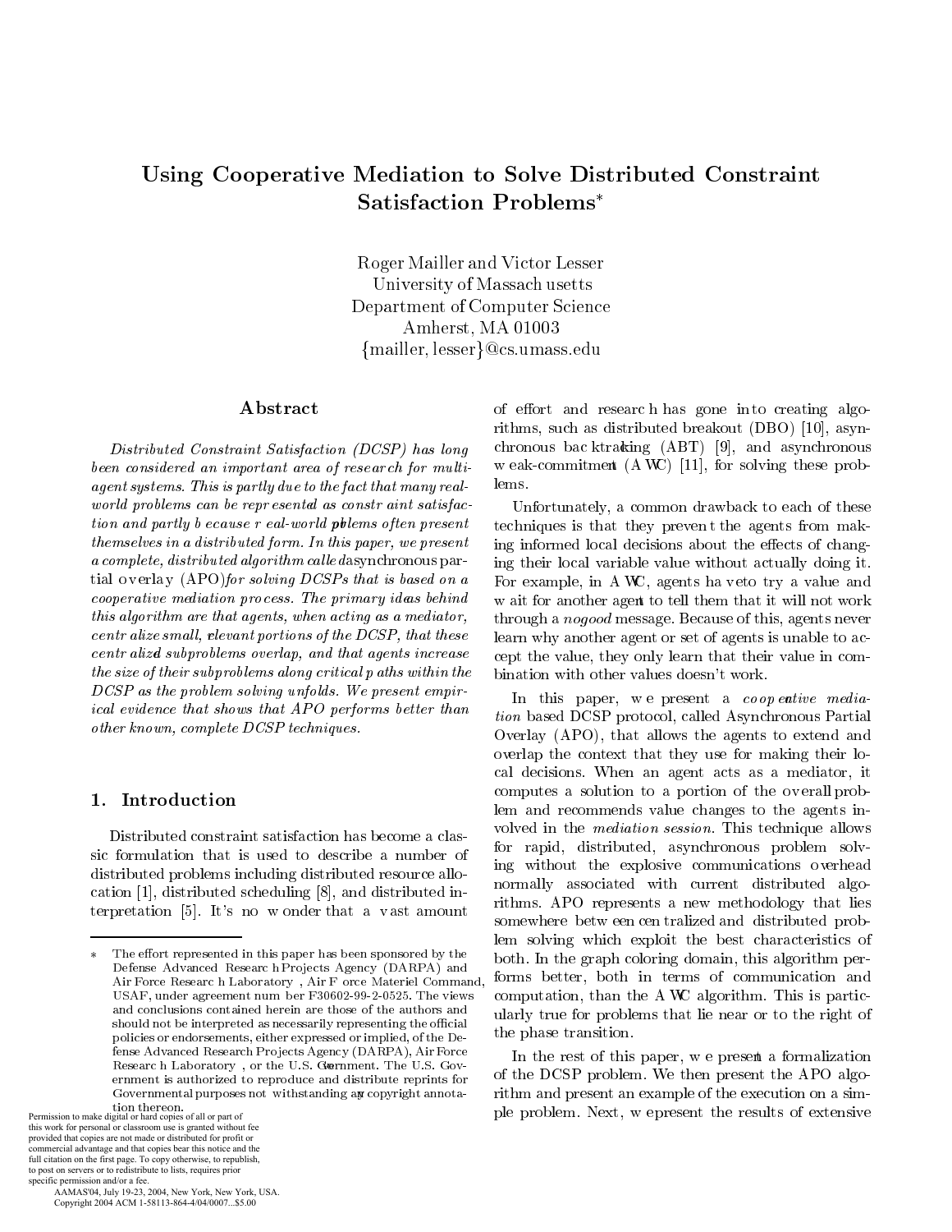# Using Cooperative Mediation to Solve Distributed Constraint Satisfaction Problems*

Roger Mailler and Victor Lesser
University of Massachusetts
Department of Computer Science
Amherst, MA 01003
{mailler, lesser}@cs.umass.edu

## Abstract

*Distributed Constraint Satisfaction (DCSP) has long been considered an important area of research for multi-agent systems. This is partly due to the fact that many real-world problems can be represented as constraint satisfaction and partly because real-world problems often present themselves in a distributed form. In this paper, we present a complete, distributed algorithm called* asynchronous partial overlay (APO) *for solving DCSPs that is based on a cooperative mediation process. The primary ideas behind this algorithm are that agents, when acting as a mediator, centralize small, relevant portions of the DCSP, that these centralized subproblems overlap, and that agents increase the size of their subproblems along critical paths within the DCSP as the problem solving unfolds. We present empirical evidence that shows that APO performs better than other known, complete DCSP techniques.*

## 1. Introduction

Distributed constraint satisfaction has become a classic formulation that is used to describe a number of distributed problems including distributed resource allocation [1], distributed scheduling [8], and distributed interpretation [5]. It's no wonder that a vast amount of effort and research has gone into creating algorithms, such as distributed breakout (DBO) [10], asynchronous backtracking (ABT) [9], and asynchronous weak-commitment (AWC) [11], for solving these problems.

Unfortunately, a common drawback to each of these techniques is that they prevent the agents from making informed local decisions about the effects of changing their local variable value without actually doing it. For example, in AWC, agents have to try a value and wait for another agent to tell them that it will not work through a *nogood* message. Because of this, agents never learn why another agent or set of agents is unable to accept the value, they only learn that their value in combination with other values doesn't work.

In this paper, we present a *cooperative mediation* based DCSP protocol, called Asynchronous Partial Overlay (APO), that allows the agents to extend and overlap the context that they use for making their local decisions. When an agent acts as a mediator, it computes a solution to a portion of the overall problem and recommends value changes to the agents involved in the *mediation session*. This technique allows for rapid, distributed, asynchronous problem solving without the explosive communications overhead normally associated with current distributed algorithms. APO represents a new methodology that lies somewhere between centralized and distributed problem solving which exploit the best characteristics of both. In the graph coloring domain, this algorithm performs better, both in terms of communication and computation, than the AWC algorithm. This is particularly true for problems that lie near or to the right of the phase transition.

In the rest of this paper, we present a formalization of the DCSP problem. We then present the APO algorithm and present an example of the execution on a simple problem. Next, we present the results of extensive

---

\* The effort represented in this paper has been sponsored by the Defense Advanced Research Projects Agency (DARPA) and Air Force Research Laboratory, Air Force Materiel Command, USAF, under agreement number F30602-99-2-0525. The views and conclusions contained herein are those of the authors and should not be interpreted as necessarily representing the official policies or endorsements, either expressed or implied, of the Defense Advanced Research Projects Agency (DARPA), Air Force Research Laboratory, or the U.S. Government. The U.S. Government is authorized to reproduce and distribute reprints for Governmental purposes not withstanding any copyright annotation thereon.

Permission to make digital or hard copies of all or part of this work for personal or classroom use is granted without fee provided that copies are not made or distributed for profit or commercial advantage and that copies bear this notice and the full citation on the first page. To copy otherwise, to republish, to post on servers or to redistribute to lists, requires prior specific permission and/or a fee.
AAMAS'04, July 19-23, 2004, New York, New York, USA.
Copyright 2004 ACM 1-58113-864-4/04/0007...$5.00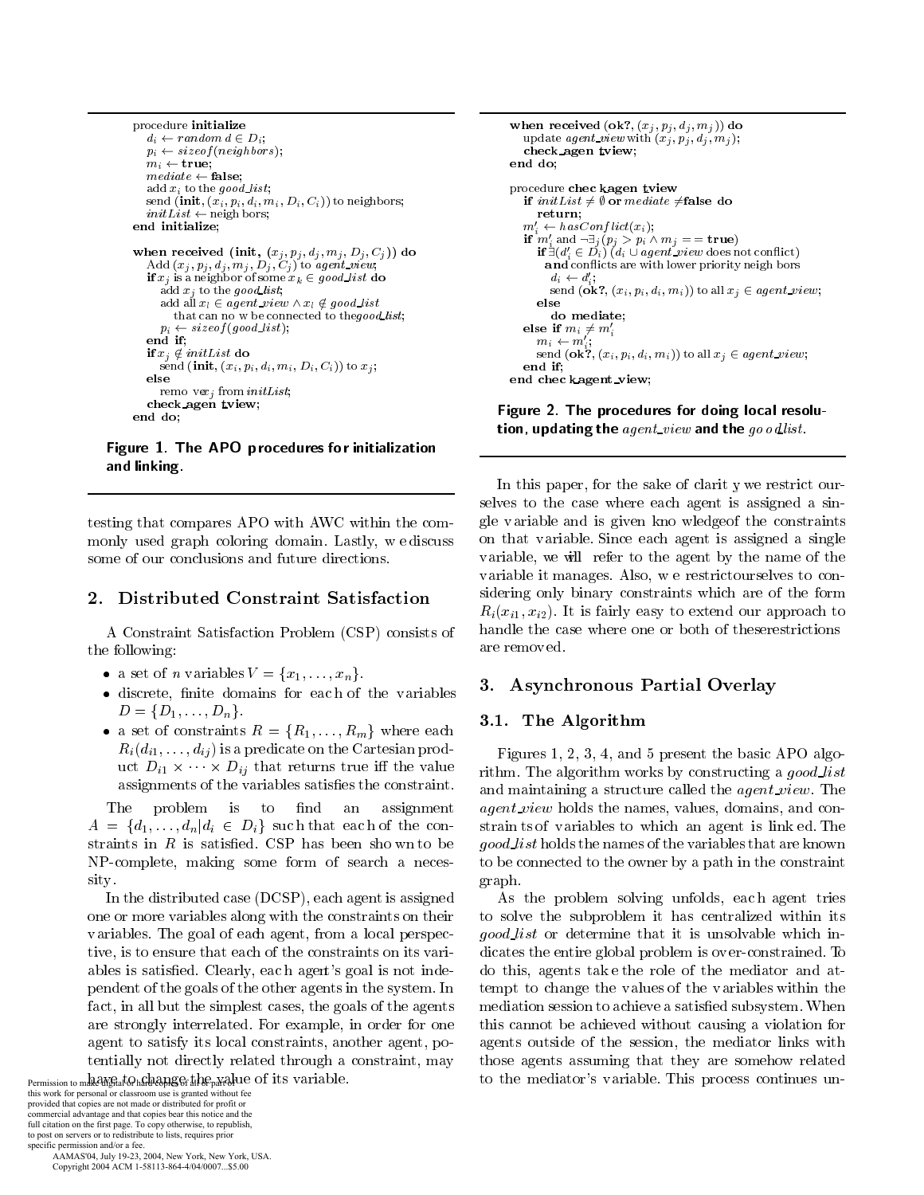```
procedure initialize
   d_i ← random d ∈ D_i;
   p_i ← sizeof(neighbors);
   m_i ← true;
   mediate ← false;
   add x_i to the good_list;
   send (init, (x_i, p_i, d_i, m_i, D_i, C_i)) to neighbors;
   initList ← neighbors;
end initialize;

when received (init, (x_j, p_j, d_j, m_j, D_j, C_j)) do
   Add (x_j, p_j, d_j, m_j, D_j, C_j) to agent_view;
   if x_j is a neighbor of some x_k ∈ good_list do
      add x_j to the good_list;
      add all x_l ∈ agent_view ∧ x_l ∉ good_list
         that can now be connected to the good_list;
      p_i ← sizeof(good_list);
   end if;
   if x_j ∉ initList do
      send (init, (x_i, p_i, d_i, m_i, D_i, C_i)) to x_j;
   else
      remove x_j from initList;
   check_agent_view;
end do;
```

**Figure 1. The APO procedures for initialization and linking.**

```
when received (ok?, (x_j, p_j, d_j, m_j)) do
   update agent_view with (x_j, p_j, d_j, m_j);
   check_agent_view;
end do;

procedure check_agent_view
   if initList ≠ ∅ or mediate ≠ false do
      return;
   m'_i ← hasConflict(x_i);
   if m'_i and ¬∃_j (p_j > p_i ∧ m_j == true)
      if ∃(d'_i ∈ D_i) (d_i ∪ agent_view does not conflict)
        and conflicts are with lower priority neighbors
         d_i ← d'_i;
         send (ok?, (x_i, p_i, d_i, m_i)) to all x_j ∈ agent_view;
      else
         do mediate;
   else if m_i ≠ m'_i
      m_i ← m'_i;
      send (ok?, (x_i, p_i, d_i, m_i)) to all x_j ∈ agent_view;
   end if;
end check_agent_view;
```

**Figure 2. The procedures for doing local resolution, updating the $agent\_view$ and the $good\_list$.**

testing that compares APO with AWC within the commonly used graph coloring domain. Lastly, we discuss some of our conclusions and future directions.

## 2. Distributed Constraint Satisfaction

A Constraint Satisfaction Problem (CSP) consists of the following:

- a set of $n$ variables $V = \{x_1, \ldots, x_n\}$.
- discrete, finite domains for each of the variables $D = \{D_1, \ldots, D_n\}$.
- a set of constraints $R = \{R_1, \ldots, R_m\}$ where each $R_i(d_{i1}, \ldots, d_{ij})$ is a predicate on the Cartesian product $D_{i1} \times \cdots \times D_{ij}$ that returns true iff the value assignments of the variables satisfies the constraint.

The problem is to find an assignment $A = \{d_1, \ldots, d_n | d_i \in D_i\}$ such that each of the constraints in $R$ is satisfied. CSP has been shown to be NP-complete, making some form of search a necessity.

In the distributed case (DCSP), each agent is assigned one or more variables along with the constraints on their variables. The goal of each agent, from a local perspective, is to ensure that each of the constraints on its variables is satisfied. Clearly, each agent's goal is not independent of the goals of the other agents in the system. In fact, in all but the simplest cases, the goals of the agents are strongly interrelated. For example, in order for one agent to satisfy its local constraints, another agent, potentially not directly related through a constraint, may have to change the value of its variable.

Permission to make digital or hard copies of all or part of this work for personal or classroom use is granted without fee provided that copies are not made or distributed for profit or commercial advantage and that copies bear this notice and the full citation on the first page. To copy otherwise, to republish, to post on servers or to redistribute to lists, requires prior specific permission and/or a fee.
AAMAS'04, July 19-23, 2004, New York, New York, USA.
Copyright 2004 ACM 1-58113-864-4/04/0007...$5.00

In this paper, for the sake of clarity we restrict ourselves to the case where each agent is assigned a single variable and is given knowledge of the constraints on that variable. Since each agent is assigned a single variable, we will refer to the agent by the name of the variable it manages. Also, we restrict ourselves to considering only binary constraints which are of the form $R_i(x_{i1}, x_{i2})$. It is fairly easy to extend our approach to handle the case where one or both of these restrictions are removed.

## 3. Asynchronous Partial Overlay

### 3.1. The Algorithm

Figures 1, 2, 3, 4, and 5 present the basic APO algorithm. The algorithm works by constructing a *good_list* and maintaining a structure called the *agent_view*. The *agent_view* holds the names, values, domains, and constraints of variables to which an agent is linked. The *good_list* holds the names of the variables that are known to be connected to the owner by a path in the constraint graph.

As the problem solving unfolds, each agent tries to solve the subproblem it has centralized within its *good_list* or determine that it is unsolvable which indicates the entire global problem is over-constrained. To do this, agents take the role of the mediator and attempt to change the values of the variables within the mediation session to achieve a satisfied subsystem. When this cannot be achieved without causing a violation for agents outside of the session, the mediator links with those agents assuming that they are somehow related to the mediator's variable. This process continues un-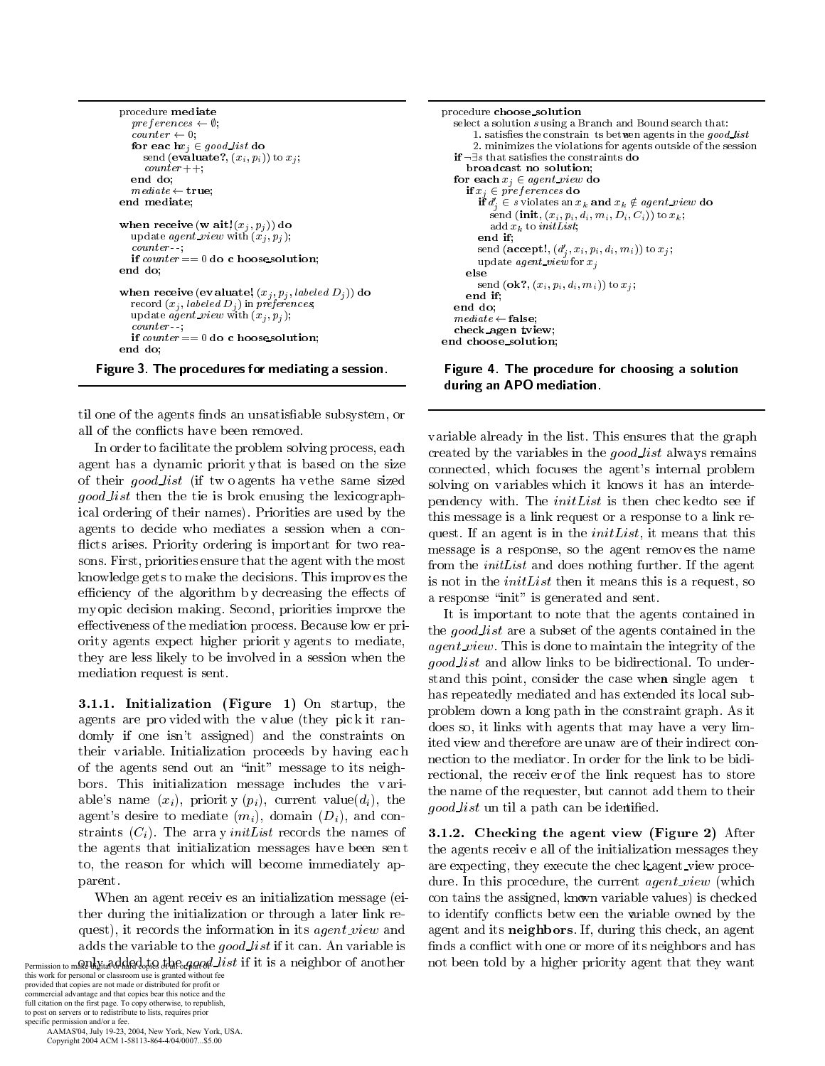```
procedure mediate
   preferences ← ∅;
   counter ← 0;
   for each x_j ∈ good_list do
      send (evaluate?, (x_i, p_i)) to x_j;
      counter ++;
   end do;
   mediate ← true;
end mediate;

when receive (wait!, (x_j, p_j)) do
   update agent_view with (x_j, p_j);
   counter --;
   if counter == 0 do choose_solution;
end do;

when receive (evaluate!, (x_j, p_j, labeled D_j)) do
   record (x_j, labeled D_j) in preferences;
   update agent_view with (x_j, p_j);
   counter --;
   if counter == 0 do choose_solution;
end do;
```

**Figure 3. The procedures for mediating a session.**

```
procedure choose_solution
   select a solution s using a Branch and Bound search that:
      1. satisfies the constraints between agents in the good_list
      2. minimizes the violations for agents outside of the session
   if ¬∃s that satisfies the constraints do
      broadcast no solution;
   for each x_j ∈ agent_view do
      if x_j ∈ preferences do
         if d'_j ∈ s violates an x_k and x_k ∉ agent_view do
            send (init, (x_i, p_i, d_i, m_i, D_i, C_i)) to x_k;
            add x_k to initList;
         end if;
         send (accept!, (d'_j, x_i, p_i, d_i, m_i)) to x_j;
         update agent_view for x_j
      else
         send (ok?, (x_i, p_i, d_i, m_i)) to x_j;
      end if;
   end do;
   mediate ← false;
   check_agent_view;
end choose_solution;
```

**Figure 4. The procedure for choosing a solution during an APO mediation.**

til one of the agents finds an unsatisfiable subsystem, or all of the conflicts have been removed.

In order to facilitate the problem solving process, each agent has a dynamic priority that is based on the size of their *good_list* (if two agents have the same sized *good_list* then the tie is broken using the lexicographical ordering of their names). Priorities are used by the agents to decide who mediates a session when a conflicts arises. Priority ordering is important for two reasons. First, priorities ensure that the agent with the most knowledge gets to make the decisions. This improves the efficiency of the algorithm by decreasing the effects of myopic decision making. Second, priorities improve the effectiveness of the mediation process. Because lower priority agents expect higher priority agents to mediate, they are less likely to be involved in a session when the mediation request is sent.

**3.1.1. Initialization (Figure 1)** On startup, the agents are provided with the value (they pick it randomly if one isn't assigned) and the constraints on their variable. Initialization proceeds by having each of the agents send out an "init" message to its neighbors. This initialization message includes the variable's name ($x_i$), priority ($p_i$), current value($d_i$), the agent's desire to mediate ($m_i$), domain ($D_i$), and constraints ($C_i$). The array *initList* records the names of the agents that initialization messages have been sent to, the reason for which will become immediately apparent.

When an agent receives an initialization message (either during the initialization or through a later link request), it records the information in its *agent_view* and adds the variable to the *good_list* if it can. An variable is only added to the *good_list* if it is a neighbor of another variable already in the list. This ensures that the graph created by the variables in the *good_list* always remains connected, which focuses the agent's internal problem solving on variables which it knows it has an interdependency with. The *initList* is then checked to see if this message is a link request or a response to a link request. If an agent is in the *initList*, it means that this message is a response, so the agent removes the name from the *initList* and does nothing further. If the agent is not in the *initList* then it means this is a request, so a response "init" is generated and sent.

It is important to note that the agents contained in the *good_list* are a subset of the agents contained in the *agent_view*. This is done to maintain the integrity of the *good_list* and allow links to be bidirectional. To understand this point, consider the case when a single agent has repeatedly mediated and has extended its local subproblem down a long path in the constraint graph. As it does so, it links with agents that may have a very limited view and therefore are unaware of their indirect connection to the mediator. In order for the link to be bidirectional, the receiver of the link request has to store the name of the requester, but cannot add them to their *good_list* until a path can be identified.

**3.1.2. Checking the agent view (Figure 2)** After the agents receive all of the initialization messages they are expecting, they execute the check_agent_view procedure. In this procedure, the current *agent_view* (which contains the assigned, known variable values) is checked to identify conflicts between the variable owned by the agent and its **neighbors**. If, during this check, an agent finds a conflict with one or more of its neighbors and has not been told by a higher priority agent that they want

Permission to make digital or hard copies of all or part of this work for personal or classroom use is granted without fee provided that copies are not made or distributed for profit or commercial advantage and that copies bear this notice and the full citation on the first page. To copy otherwise, to republish, to post on servers or to redistribute to lists, requires prior specific permission and/or a fee.
AAMAS'04, July 19-23, 2004, New York, New York, USA.
Copyright 2004 ACM 1-58113-864-4/04/0007...$5.00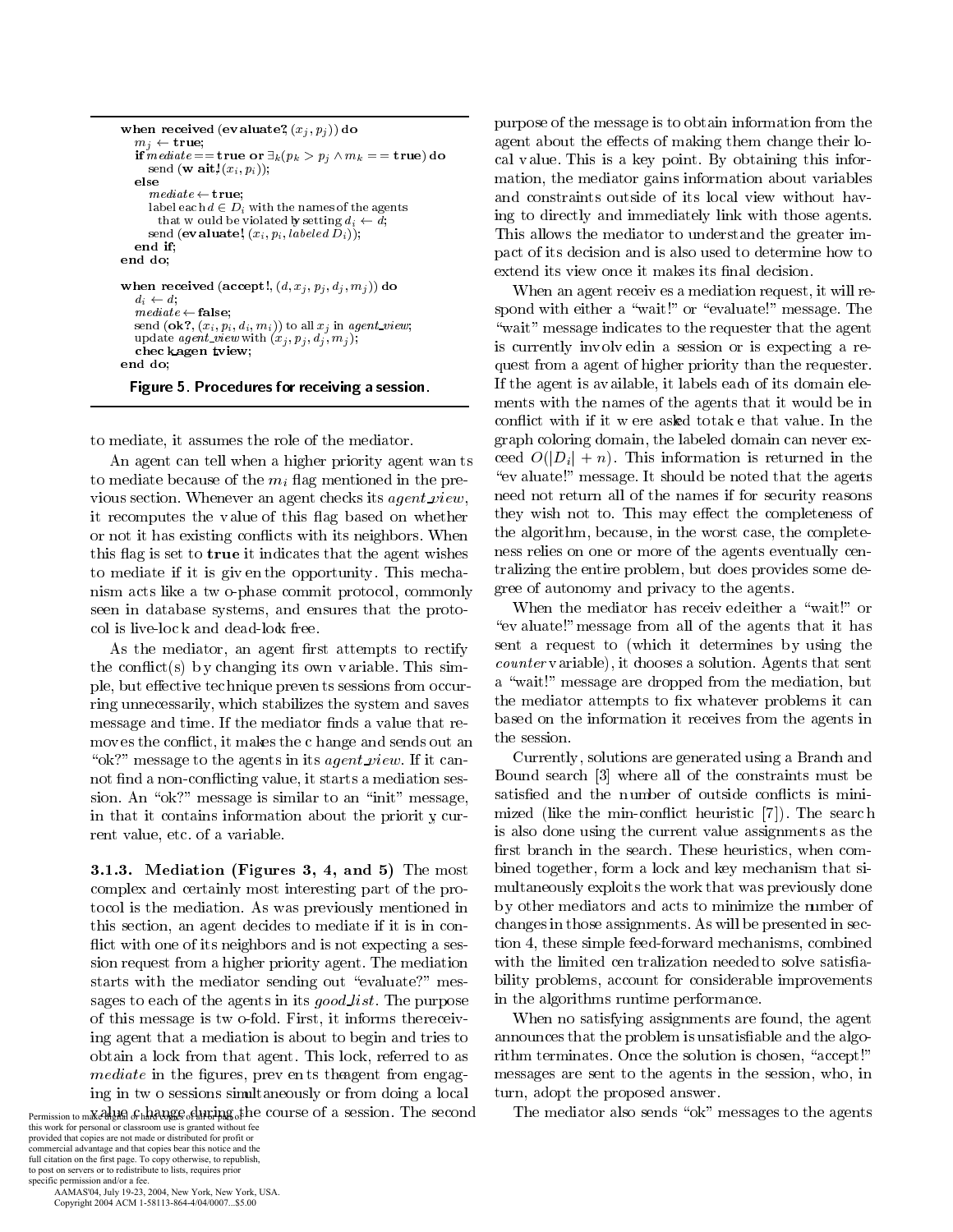```
when received (evaluate?, (x_j, p_j)) do
  m_j ← true;
  if mediate == true or ∃_k(p_k > p_j ∧ m_k == true) do
    send (wait!, (x_i, p_i));
  else
    mediate ← true;
    label each d ∈ D_i with the names of the agents
      that would be violated by setting d_i ← d;
    send (evaluate!, (x_i, p_i, labeled D_i));
  end if;
end do;

when received (accept!, (d, x_j, p_j, d_j, m_j)) do
  d_i ← d;
  mediate ← false;
  send (ok?, (x_i, p_i, d_i, m_i)) to all x_j in agent_view;
  update agent_view with (x_j, p_j, d_j, m_j);
  check agent_view;
end do;
```

**Figure 5. Procedures for receiving a session.**

to mediate, it assumes the role of the mediator.

An agent can tell when a higher priority agent wants to mediate because of the $m_i$ flag mentioned in the previous section. Whenever an agent checks its *agent_view*, it recomputes the value of this flag based on whether or not it has existing conflicts with its neighbors. When this flag is set to **true** it indicates that the agent wishes to mediate if it is given the opportunity. This mechanism acts like a two-phase commit protocol, commonly seen in database systems, and ensures that the protocol is live-lock and dead-lock free.

As the mediator, an agent first attempts to rectify the conflict(s) by changing its own variable. This simple, but effective technique prevents sessions from occurring unnecessarily, which stabilizes the system and saves message and time. If the mediator finds a value that removes the conflict, it makes the change and sends out an "ok?" message to the agents in its *agent_view*. If it cannot find a non-conflicting value, it starts a mediation session. An "ok?" message is similar to an "init" message, in that it contains information about the priority, current value, etc. of a variable.

**3.1.3. Mediation (Figures 3, 4, and 5)** The most complex and certainly most interesting part of the protocol is the mediation. As was previously mentioned in this section, an agent decides to mediate if it is in conflict with one of its neighbors and is not expecting a session request from a higher priority agent. The mediation starts with the mediator sending out "evaluate?" messages to each of the agents in its *good_list*. The purpose of this message is two-fold. First, it informs the receiving agent that a mediation is about to begin and tries to obtain a lock from that agent. This lock, referred to as *mediate* in the figures, prevents the agent from engaging in two sessions simultaneously or from doing a local value change during the course of a session. The second purpose of the message is to obtain information from the agent about the effects of making them change their local value. This is a key point. By obtaining this information, the mediator gains information about variables and constraints outside of its local view without having to directly and immediately link with those agents. This allows the mediator to understand the greater impact of its decision and is also used to determine how to extend its view once it makes its final decision.

When an agent receives a mediation request, it will respond with either a "wait!" or "evaluate!" message. The "wait" message indicates to the requester that the agent is currently involved in a session or is expecting a request from a agent of higher priority than the requester. If the agent is available, it labels each of its domain elements with the names of the agents that it would be in conflict with if it were asked to take that value. In the graph coloring domain, the labeled domain can never exceed $O(|D_i| + n)$. This information is returned in the "evaluate!" message. It should be noted that the agents need not return all of the names if for security reasons they wish not to. This may effect the completeness of the algorithm, because, in the worst case, the completeness relies on one or more of the agents eventually centralizing the entire problem, but does provides some degree of autonomy and privacy to the agents.

When the mediator has received either a "wait!" or "evaluate!" message from all of the agents that it has sent a request to (which it determines by using the *counter* variable), it chooses a solution. Agents that sent a "wait!" message are dropped from the mediation, but the mediator attempts to fix whatever problems it can based on the information it receives from the agents in the session.

Currently, solutions are generated using a Branch and Bound search [3] where all of the constraints must be satisfied and the number of outside conflicts is minimized (like the min-conflict heuristic [7]). The search is also done using the current value assignments as the first branch in the search. These heuristics, when combined together, form a lock and key mechanism that simultaneously exploits the work that was previously done by other mediators and acts to minimize the number of changes in those assignments. As will be presented in section 4, these simple feed-forward mechanisms, combined with the limited centralization needed to solve satisfiability problems, account for considerable improvements in the algorithms runtime performance.

When no satisfying assignments are found, the agent announces that the problem is unsatisfiable and the algorithm terminates. Once the solution is chosen, "accept!" messages are sent to the agents in the session, who, in turn, adopt the proposed answer.

The mediator also sends "ok" messages to the agents

Permission to make digital or hard copies of all or part of this work for personal or classroom use is granted without fee provided that copies are not made or distributed for profit or commercial advantage and that copies bear this notice and the full citation on the first page. To copy otherwise, to republish, to post on servers or to redistribute to lists, requires prior specific permission and/or a fee.
AAMAS'04, July 19-23, 2004, New York, New York, USA.
Copyright 2004 ACM 1-58113-864-4/04/0007...$5.00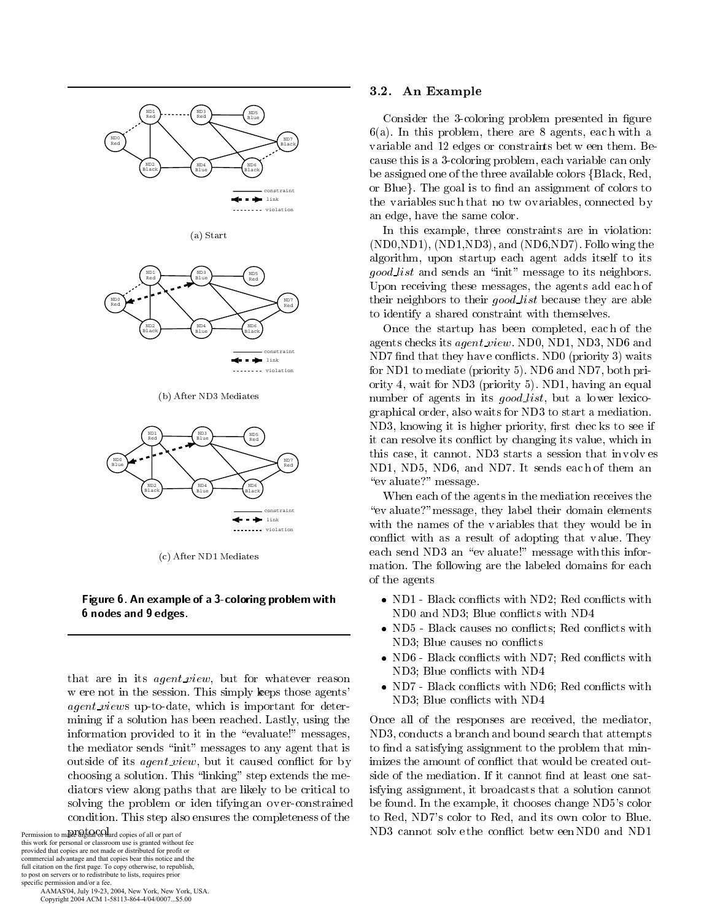(a) Start

(b) After ND3 Mediates

(c) After ND1 Mediates

**Figure 6. An example of a 3-coloring problem with 6 nodes and 9 edges.**

that are in its *agent_view*, but for whatever reason were not in the session. This simply keeps those agents' *agent_views* up-to-date, which is important for determining if a solution has been reached. Lastly, using the information provided to it in the "evaluate!" messages, the mediator sends "init" messages to any agent that is outside of its *agent_view*, but it caused conflict for by choosing a solution. This "linking" step extends the mediators view along paths that are likely to be critical to solving the problem or identifying an over-constrained condition. This step also ensures the completeness of the protocol.

### 3.2. An Example

Consider the 3-coloring problem presented in figure 6(a). In this problem, there are 8 agents, each with a variable and 12 edges or constraints between them. Because this is a 3-coloring problem, each variable can only be assigned one of the three available colors {Black, Red, or Blue}. The goal is to find an assignment of colors to the variables such that no two variables, connected by an edge, have the same color.

In this example, three constraints are in violation: (ND0,ND1), (ND1,ND3), and (ND6,ND7). Following the algorithm, upon startup each agent adds itself to its *good_list* and sends an "init" message to its neighbors. Upon receiving these messages, the agents add each of their neighbors to their *good_list* because they are able to identify a shared constraint with themselves.

Once the startup has been completed, each of the agents checks its *agent_view*. ND0, ND1, ND3, ND6 and ND7 find that they have conflicts. ND0 (priority 3) waits for ND1 to mediate (priority 5). ND6 and ND7, both priority 4, wait for ND3 (priority 5). ND1, having an equal number of agents in its *good_list*, but a lower lexicographical order, also waits for ND3 to start a mediation. ND3, knowing it is higher priority, first checks to see if it can resolve its conflict by changing its value, which in this case, it cannot. ND3 starts a session that involves ND1, ND5, ND6, and ND7. It sends each of them an "evaluate?" message.

When each of the agents in the mediation receives the "evaluate?" message, they label their domain elements with the names of the variables that they would be in conflict with as a result of adopting that value. They each send ND3 an "evaluate!" message with this information. The following are the labeled domains for each of the agents

- ND1 - Black conflicts with ND2; Red conflicts with ND0 and ND3; Blue conflicts with ND4
- ND5 - Black causes no conflicts; Red conflicts with ND3; Blue causes no conflicts
- ND6 - Black conflicts with ND7; Red conflicts with ND3; Blue conflicts with ND4
- ND7 - Black conflicts with ND6; Red conflicts with ND3; Blue conflicts with ND4

Once all of the responses are received, the mediator, ND3, conducts a branch and bound search that attempts to find a satisfying assignment to the problem that minimizes the amount of conflict that would be created outside of the mediation. If it cannot find at least one satisfying assignment, it broadcasts that a solution cannot be found. In the example, it chooses change ND5's color to Red, ND7's color to Red, and its own color to Blue. ND3 cannot solve the conflict between ND0 and ND1

Permission to make digital or hard copies of all or part of this work for personal or classroom use is granted without fee provided that copies are not made or distributed for profit or commercial advantage and that copies bear this notice and the full citation on the first page. To copy otherwise, to republish, to post on servers or to redistribute to lists, requires prior specific permission and/or a fee.
AAMAS'04, July 19-23, 2004, New York, New York, USA.
Copyright 2004 ACM 1-58113-864-4/04/0007...$5.00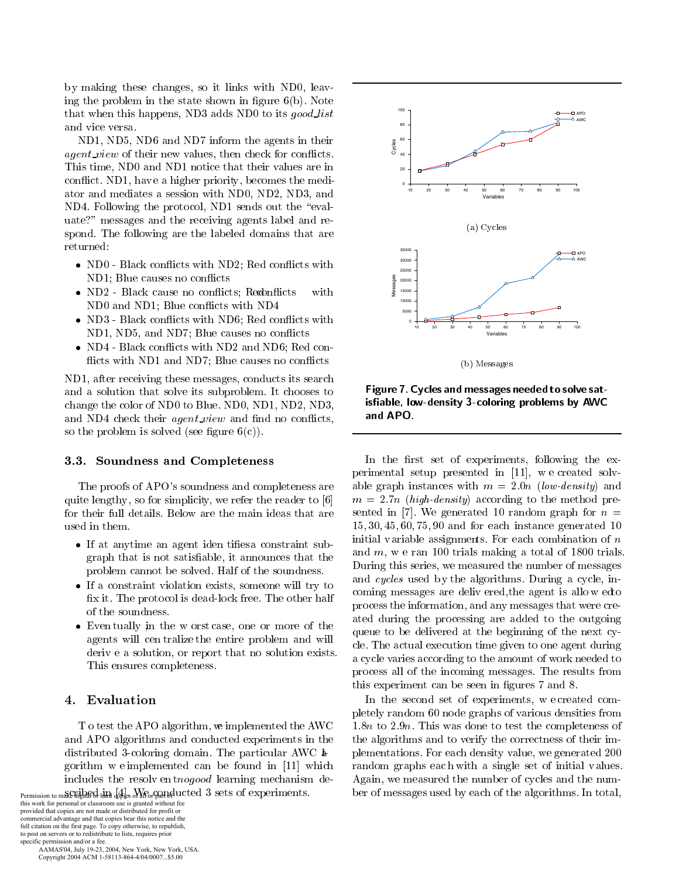by making these changes, so it links with ND0, leaving the problem in the state shown in figure 6(b). Note that when this happens, ND3 adds ND0 to its *good_list* and vice versa.

ND1, ND5, ND6 and ND7 inform the agents in their *agent_view* of their new values, then check for conflicts. This time, ND0 and ND1 notice that their values are in conflict. ND1, have a higher priority, becomes the mediator and mediates a session with ND0, ND2, ND3, and ND4. Following the protocol, ND1 sends out the "evaluate?" messages and the receiving agents label and respond. The following are the labeled domains that are returned:

- ND0 - Black conflicts with ND2; Red conflicts with ND1; Blue causes no conflicts
- ND2 - Black cause no conflicts; Red conflicts with ND0 and ND1; Blue conflicts with ND4
- ND3 - Black conflicts with ND6; Red conflicts with ND1, ND5, and ND7; Blue causes no conflicts
- ND4 - Black conflicts with ND2 and ND6; Red conflicts with ND1 and ND7; Blue causes no conflicts

ND1, after receiving these messages, conducts its search and a solution that solve its subproblem. It chooses to change the color of ND0 to Blue. ND0, ND1, ND2, ND3, and ND4 check their *agent_view* and find no conflicts, so the problem is solved (see figure 6(c)).

### 3.3. Soundness and Completeness

The proofs of APO's soundness and completeness are quite lengthy, so for simplicity, we refer the reader to [6] for their full details. Below are the main ideas that are used in them.

- If at anytime an agent identifies a constraint subgraph that is not satisfiable, it announces that the problem cannot be solved. Half of the soundness.
- If a constraint violation exists, someone will try to fix it. The protocol is dead-lock free. The other half of the soundness.
- Eventually, in the worst case, one or more of the agents will centralize the entire problem and will derive a solution, or report that no solution exists. This ensures completeness.

## 4. Evaluation

To test the APO algorithm, we implemented the AWC and APO algorithms and conducted experiments in the distributed 3-coloring domain. The particular AWC algorithm we implemented can be found in [11] which includes the resolvent *nogood* learning mechanism described in [4]. We conducted 3 sets of experiments.

(a) Cycles

(b) Messages

**Figure 7. Cycles and messages needed to solve satisfiable, low-density 3-coloring problems by AWC and APO.**

In the first set of experiments, following the experimental setup presented in [11], we created solvable graph instances with $m = 2.0n$ (*low-density*) and $m = 2.7n$ (*high-density*) according to the method presented in [7]. We generated 10 random graph for $n = 15, 30, 45, 60, 75, 90$ and for each instance generated 10 initial variable assignments. For each combination of $n$ and $m$, we ran 100 trials making a total of 1800 trials. During this series, we measured the number of messages and *cycles* used by the algorithms. During a cycle, incoming messages are delivered, the agent is allowed to process the information, and any messages that were created during the processing are added to the outgoing queue to be delivered at the beginning of the next cycle. The actual execution time given to one agent during a cycle varies according to the amount of work needed to process all of the incoming messages. The results from this experiment can be seen in figures 7 and 8.

In the second set of experiments, we created completely random 60 node graphs of various densities from $1.8n$ to $2.9n$. This was done to test the completeness of the algorithms and to verify the correctness of their implementations. For each density value, we generated 200 random graphs each with a single set of initial values. Again, we measured the number of cycles and the number of messages used by each of the algorithms. In total,

Permission to make digital or hard copies of all or part of this work for personal or classroom use is granted without fee provided that copies are not made or distributed for profit or commercial advantage and that copies bear this notice and the full citation on the first page. To copy otherwise, to republish, to post on servers or to redistribute to lists, requires prior specific permission and/or a fee.
AAMAS'04, July 19-23, 2004, New York, New York, USA.
Copyright 2004 ACM 1-58113-864-4/04/0007...$5.00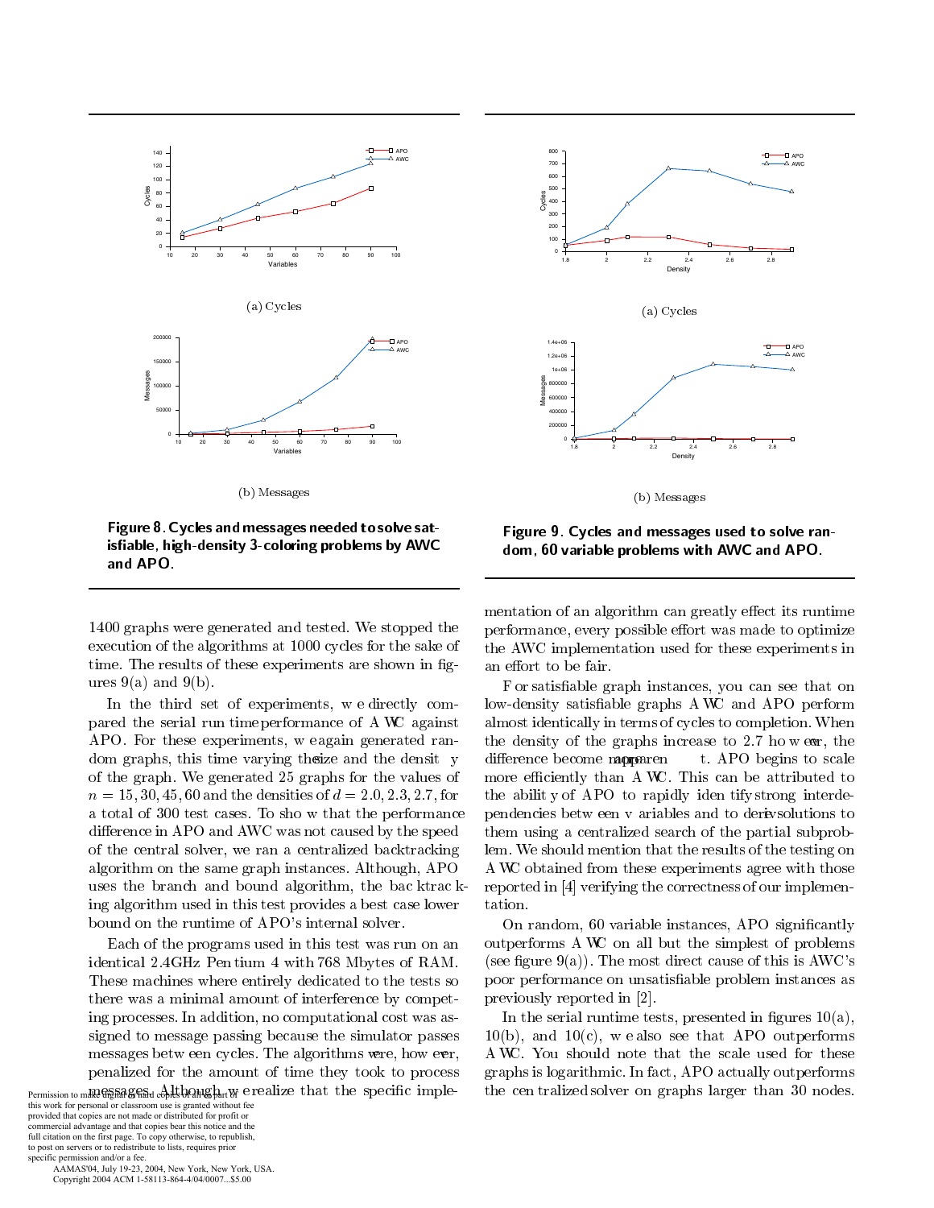(a) Cycles

(b) Messages

**Figure 8. Cycles and messages needed to solve satisfiable, high-density 3-coloring problems by AWC and APO.**

(a) Cycles

(b) Messages

**Figure 9. Cycles and messages used to solve random, 60 variable problems with AWC and APO.**

1400 graphs were generated and tested. We stopped the execution of the algorithms at 1000 cycles for the sake of time. The results of these experiments are shown in figures 9(a) and 9(b).

In the third set of experiments, we directly compared the serial run time performance of AWC against APO. For these experiments, we again generated random graphs, this time varying the size and the density of the graph. We generated 25 graphs for the values of $n = 15, 30, 45, 60$ and the densities of $d = 2.0, 2.3, 2.7$, for a total of 300 test cases. To show that the performance difference in APO and AWC was not caused by the speed of the central solver, we ran a centralized backtracking algorithm on the same graph instances. Although, APO uses the branch and bound algorithm, the backtracking algorithm used in this test provides a best case lower bound on the runtime of APO's internal solver.

Each of the programs used in this test was run on an identical 2.4GHz Pentium 4 with 768 Mbytes of RAM. These machines where entirely dedicated to the tests so there was a minimal amount of interference by competing processes. In addition, no computational cost was assigned to message passing because the simulator passes messages between cycles. The algorithms were, however, penalized for the amount of time they took to process messages. Although, we realize that the specific implementation of an algorithm can greatly effect its runtime performance, every possible effort was made to optimize the AWC implementation used for these experiments in an effort to be fair.

For satisfiable graph instances, you can see that on low-density satisfiable graphs AWC and APO perform almost identically in terms of cycles to completion. When the density of the graphs increase to 2.7 however, the difference become more apparent. APO begins to scale more efficiently than AWC. This can be attributed to the ability of APO to rapidly identify strong interdependencies between variables and to derive solutions to them using a centralized search of the partial subproblem. We should mention that the results of the testing on AWC obtained from these experiments agree with those reported in [4] verifying the correctness of our implementation.

On random, 60 variable instances, APO significantly outperforms AWC on all but the simplest of problems (see figure 9(a)). The most direct cause of this is AWC's poor performance on unsatisfiable problem instances as previously reported in [2].

In the serial runtime tests, presented in figures 10(a), 10(b), and 10(c), we also see that APO outperforms AWC. You should note that the scale used for these graphs is logarithmic. In fact, APO actually outperforms the centralized solver on graphs larger than 30 nodes.

Permission to make digital or hard copies of all or part of this work for personal or classroom use is granted without fee provided that copies are not made or distributed for profit or commercial advantage and that copies bear this notice and the full citation on the first page. To copy otherwise, to republish, to post on servers or to redistribute to lists, requires prior specific permission and/or a fee.
AAMAS'04, July 19-23, 2004, New York, New York, USA.
Copyright 2004 ACM 1-58113-864-4/04/0007...$5.00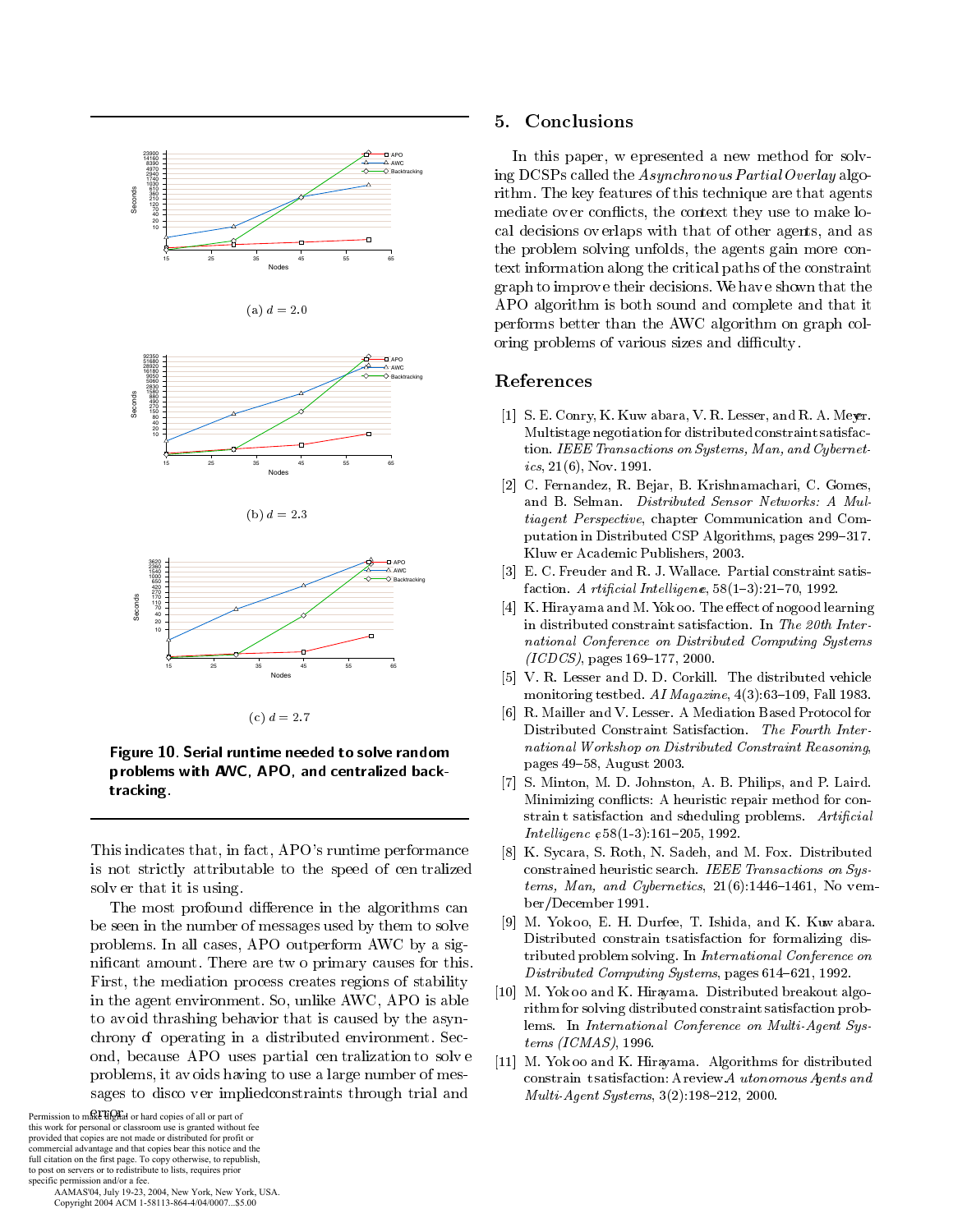23900
14160
8390
4970
2940
1740
1030
610
360
210
120
70
40
20
10

Seconds

APO
AWC
Backtracking

15 25 35 45 55 65

Nodes

(a) $d = 2.0$

92350
51680
28920
16180
9050
5060
2830
1580
880
490
270
150
80
40
20
10

Seconds

APO
AWC
Backtracking

15 25 35 45 55 65

Nodes

(b) $d = 2.3$

3620
2360
1540
1000
650
420
270
170
110
70
40
20
10

Seconds

APO
AWC
Backtracking

15 25 35 45 55 65

Nodes

(c) $d = 2.7$

**Figure 10. Serial runtime needed to solve random problems with AWC, APO, and centralized backtracking.**

This indicates that, in fact, APO's runtime performance is not strictly attributable to the speed of centralized solver that it is using.

The most profound difference in the algorithms can be seen in the number of messages used by them to solve problems. In all cases, APO outperform AWC by a significant amount. There are two primary causes for this. First, the mediation process creates regions of stability in the agent environment. So, unlike AWC, APO is able to avoid thrashing behavior that is caused by the asynchrony of operating in a distributed environment. Second, because APO uses partial centralization to solve problems, it avoids having to use a large number of messages to discover implied constraints through trial and error.

## 5. Conclusions

In this paper, we presented a new method for solving DCSPs called the *Asynchronous Partial Overlay* algorithm. The key features of this technique are that agents mediate over conflicts, the context they use to make local decisions overlaps with that of other agents, and as the problem solving unfolds, the agents gain more context information along the critical paths of the constraint graph to improve their decisions. We have shown that the APO algorithm is both sound and complete and that it performs better than the AWC algorithm on graph coloring problems of various sizes and difficulty.

## References

[1] S. E. Conry, K. Kuwabara, V. R. Lesser, and R. A. Meyer. Multistage negotiation for distributed constraint satisfaction. *IEEE Transactions on Systems, Man, and Cybernetics*, 21(6), Nov. 1991.

[2] C. Fernandez, R. Bejar, B. Krishnamachari, C. Gomes, and B. Selman. *Distributed Sensor Networks: A Multiagent Perspective*, chapter Communication and Computation in Distributed CSP Algorithms, pages 299–317. Kluwer Academic Publishers, 2003.

[3] E. C. Freuder and R. J. Wallace. Partial constraint satisfaction. *Artificial Intelligence*, 58(1–3):21–70, 1992.

[4] K. Hirayama and M. Yokoo. The effect of nogood learning in distributed constraint satisfaction. In *The 20th International Conference on Distributed Computing Systems (ICDCS)*, pages 169–177, 2000.

[5] V. R. Lesser and D. D. Corkill. The distributed vehicle monitoring testbed. *AI Magazine*, 4(3):63–109, Fall 1983.

[6] R. Mailler and V. Lesser. A Mediation Based Protocol for Distributed Constraint Satisfaction. *The Fourth International Workshop on Distributed Constraint Reasoning*, pages 49–58, August 2003.

[7] S. Minton, M. D. Johnston, A. B. Philips, and P. Laird. Minimizing conflicts: A heuristic repair method for constraint satisfaction and scheduling problems. *Artificial Intelligence*, 58(1-3):161–205, 1992.

[8] K. Sycara, S. Roth, N. Sadeh, and M. Fox. Distributed constrained heuristic search. *IEEE Transactions on Systems, Man, and Cybernetics*, 21(6):1446–1461, November/December 1991.

[9] M. Yokoo, E. H. Durfee, T. Ishida, and K. Kuwabara. Distributed constraint satisfaction for formalizing distributed problem solving. In *International Conference on Distributed Computing Systems*, pages 614–621, 1992.

[10] M. Yokoo and K. Hirayama. Distributed breakout algorithm for solving distributed constraint satisfaction problems. In *International Conference on Multi-Agent Systems (ICMAS)*, 1996.

[11] M. Yokoo and K. Hirayama. Algorithms for distributed constraint satisfaction: A review. *Autonomous Agents and Multi-Agent Systems*, 3(2):198–212, 2000.

Permission to make digital or hard copies of all or part of this work for personal or classroom use is granted without fee provided that copies are not made or distributed for profit or commercial advantage and that copies bear this notice and the full citation on the first page. To copy otherwise, to republish, to post on servers or to redistribute to lists, requires prior specific permission and/or a fee.
AAMAS'04, July 19-23, 2004, New York, New York, USA.
Copyright 2004 ACM 1-58113-864-4/04/0007...$5.00